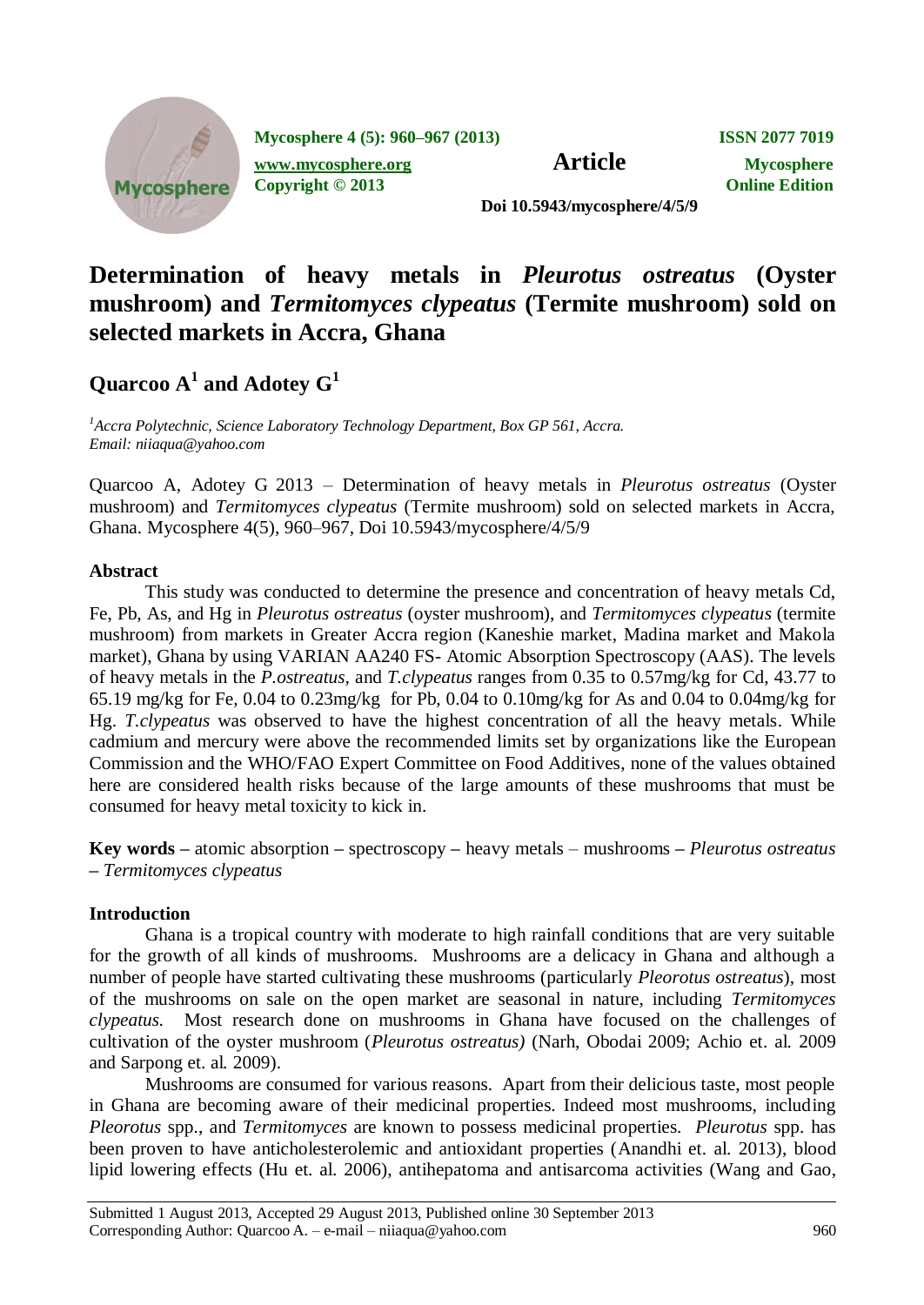# Determination of heavy metals in *Pleurotus ostreatus* (Oyster mushroom) and *Termitomyces clypeatus* (Termite mushroom) sold on selected markets in Accra, Ghana

## Quarcoo A[1] and Adotey G[1]

[1]*Accra Polytechnic, Science Laboratory Technology Department, Box GP 561, Accra.*
*Email: niiaqua@yahoo.com*

Quarcoo A, Adotey G 2013 – Determination of heavy metals in *Pleurotus ostreatus* (Oyster mushroom) and *Termitomyces clypeatus* (Termite mushroom) sold on selected markets in Accra, Ghana. Mycosphere 4(5), 960–967, Doi 10.5943/mycosphere/4/5/9

### Abstract

This study was conducted to determine the presence and concentration of heavy metals Cd, Fe, Pb, As, and Hg in *Pleurotus ostreatus* (oyster mushroom), and *Termitomyces clypeatus* (termite mushroom) from markets in Greater Accra region (Kaneshie market, Madina market and Makola market), Ghana by using VARIAN AA240 FS- Atomic Absorption Spectroscopy (AAS). The levels of heavy metals in the *P.ostreatus,* and *T.clypeatus* ranges from 0.35 to 0.57mg/kg for Cd, 43.77 to 65.19 mg/kg for Fe, 0.04 to 0.23mg/kg for Pb, 0.04 to 0.10mg/kg for As and 0.04 to 0.04mg/kg for Hg. *T.clypeatus* was observed to have the highest concentration of all the heavy metals. While cadmium and mercury were above the recommended limits set by organizations like the European Commission and the WHO/FAO Expert Committee on Food Additives, none of the values obtained here are considered health risks because of the large amounts of these mushrooms that must be consumed for heavy metal toxicity to kick in.

**Key words –** atomic absorption – spectroscopy – heavy metals – mushrooms – *Pleurotus ostreatus* – *Termitomyces clypeatus*

### Introduction

Ghana is a tropical country with moderate to high rainfall conditions that are very suitable for the growth of all kinds of mushrooms. Mushrooms are a delicacy in Ghana and although a number of people have started cultivating these mushrooms (particularly *Pleorotus ostreatus*), most of the mushrooms on sale on the open market are seasonal in nature, including *Termitomyces clypeatus.* Most research done on mushrooms in Ghana have focused on the challenges of cultivation of the oyster mushroom (*Pleurotus ostreatus)* (Narh, Obodai 2009; Achio et. al. 2009 and Sarpong et. al. 2009).

Mushrooms are consumed for various reasons. Apart from their delicious taste, most people in Ghana are becoming aware of their medicinal properties. Indeed most mushrooms, including *Pleorotus* spp., and *Termitomyces* are known to possess medicinal properties. *Pleurotus* spp. has been proven to have anticholesterolemic and antioxidant properties (Anandhi et. al. 2013), blood lipid lowering effects (Hu et. al. 2006), antihepatoma and antisarcoma activities (Wang and Gao,

Submitted 1 August 2013, Accepted 29 August 2013, Published online 30 September 2013
Corresponding Author: Quarcoo A. – e-mail – niiaqua@yahoo.com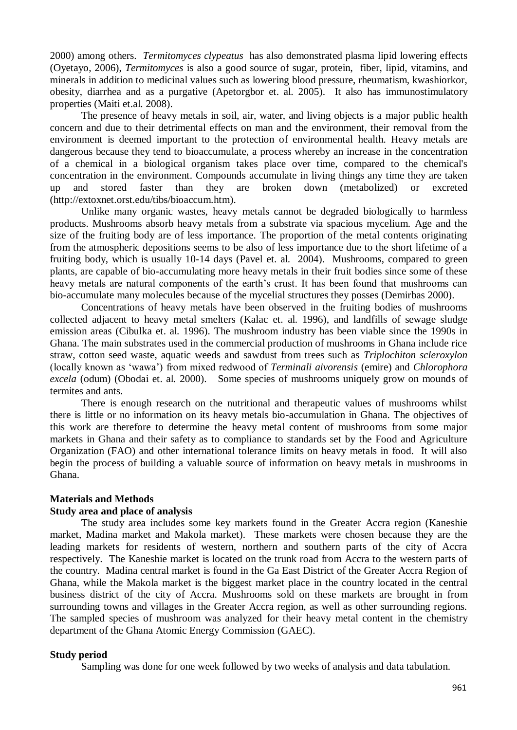2000) among others. *Termitomyces clypeatus* has also demonstrated plasma lipid lowering effects (Oyetayo, 2006), *Termitomyces* is also a good source of sugar, protein, fiber, lipid, vitamins, and minerals in addition to medicinal values such as lowering blood pressure, rheumatism, kwashiorkor, obesity, diarrhea and as a purgative (Apetorgbor et. al. 2005). It also has immunostimulatory properties (Maiti et.al. 2008).

The presence of heavy metals in soil, air, water, and living objects is a major public health concern and due to their detrimental effects on man and the environment, their removal from the environment is deemed important to the protection of environmental health. Heavy metals are dangerous because they tend to bioaccumulate, a process whereby an increase in the concentration of a chemical in a biological organism takes place over time, compared to the chemical's concentration in the environment. Compounds accumulate in living things any time they are taken up and stored faster than they are broken down (metabolized) or excreted (http://extoxnet.orst.edu/tibs/bioaccum.htm).

Unlike many organic wastes, heavy metals cannot be degraded biologically to harmless products. Mushrooms absorb heavy metals from a substrate via spacious mycelium. Age and the size of the fruiting body are of less importance. The proportion of the metal contents originating from the atmospheric depositions seems to be also of less importance due to the short lifetime of a fruiting body, which is usually 10-14 days (Pavel et. al. 2004). Mushrooms, compared to green plants, are capable of bio-accumulating more heavy metals in their fruit bodies since some of these heavy metals are natural components of the earth's crust. It has been found that mushrooms can bio-accumulate many molecules because of the mycelial structures they posses (Demirbas 2000).

Concentrations of heavy metals have been observed in the fruiting bodies of mushrooms collected adjacent to heavy metal smelters (Kalac et. al. 1996), and landfills of sewage sludge emission areas (Cibulka et. al. 1996). The mushroom industry has been viable since the 1990s in Ghana. The main substrates used in the commercial production of mushrooms in Ghana include rice straw, cotton seed waste, aquatic weeds and sawdust from trees such as *Triplochiton scleroxylon* (locally known as 'wawa') from mixed redwood of *Terminali aivorensis* (emire) and *Chlorophora excela* (odum) (Obodai et. al. 2000). Some species of mushrooms uniquely grow on mounds of termites and ants.

There is enough research on the nutritional and therapeutic values of mushrooms whilst there is little or no information on its heavy metals bio-accumulation in Ghana. The objectives of this work are therefore to determine the heavy metal content of mushrooms from some major markets in Ghana and their safety as to compliance to standards set by the Food and Agriculture Organization (FAO) and other international tolerance limits on heavy metals in food. It will also begin the process of building a valuable source of information on heavy metals in mushrooms in Ghana.

## Materials and Methods

### Study area and place of analysis

The study area includes some key markets found in the Greater Accra region (Kaneshie market, Madina market and Makola market). These markets were chosen because they are the leading markets for residents of western, northern and southern parts of the city of Accra respectively. The Kaneshie market is located on the trunk road from Accra to the western parts of the country. Madina central market is found in the Ga East District of the Greater Accra Region of Ghana, while the Makola market is the biggest market place in the country located in the central business district of the city of Accra. Mushrooms sold on these markets are brought in from surrounding towns and villages in the Greater Accra region, as well as other surrounding regions. The sampled species of mushroom was analyzed for their heavy metal content in the chemistry department of the Ghana Atomic Energy Commission (GAEC).

### Study period

Sampling was done for one week followed by two weeks of analysis and data tabulation.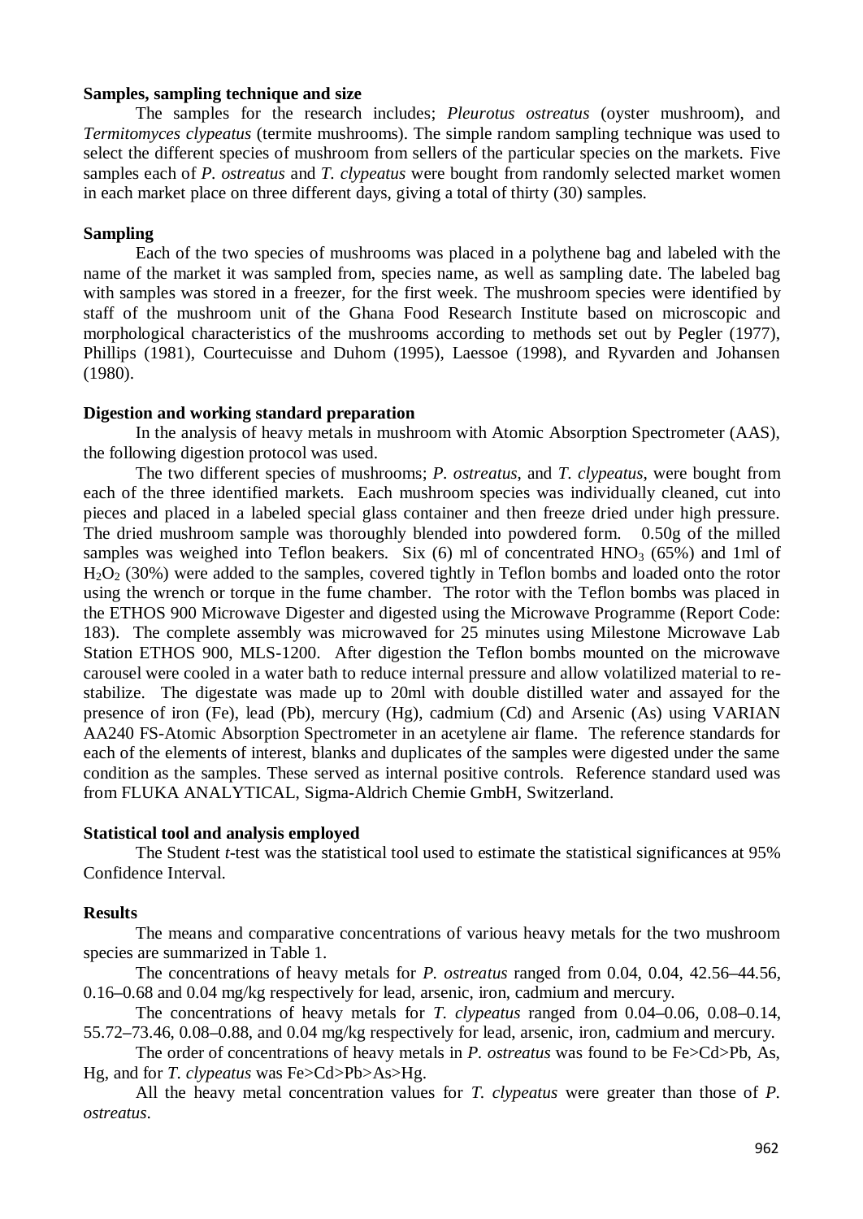**Samples, sampling technique and size**

The samples for the research includes; *Pleurotus ostreatus* (oyster mushroom), and *Termitomyces clypeatus* (termite mushrooms). The simple random sampling technique was used to select the different species of mushroom from sellers of the particular species on the markets. Five samples each of *P. ostreatus* and *T. clypeatus* were bought from randomly selected market women in each market place on three different days, giving a total of thirty (30) samples.

**Sampling**

Each of the two species of mushrooms was placed in a polythene bag and labeled with the name of the market it was sampled from, species name, as well as sampling date. The labeled bag with samples was stored in a freezer, for the first week. The mushroom species were identified by staff of the mushroom unit of the Ghana Food Research Institute based on microscopic and morphological characteristics of the mushrooms according to methods set out by Pegler (1977), Phillips (1981), Courtecuisse and Duhom (1995), Laessoe (1998), and Ryvarden and Johansen (1980).

**Digestion and working standard preparation**

In the analysis of heavy metals in mushroom with Atomic Absorption Spectrometer (AAS), the following digestion protocol was used.

The two different species of mushrooms; *P. ostreatus*, and *T. clypeatus*, were bought from each of the three identified markets. Each mushroom species was individually cleaned, cut into pieces and placed in a labeled special glass container and then freeze dried under high pressure. The dried mushroom sample was thoroughly blended into powdered form. 0.50g of the milled samples was weighed into Teflon beakers. Six (6) ml of concentrated $HNO_3$ (65%) and 1ml of $H_2O_2$ (30%) were added to the samples, covered tightly in Teflon bombs and loaded onto the rotor using the wrench or torque in the fume chamber. The rotor with the Teflon bombs was placed in the ETHOS 900 Microwave Digester and digested using the Microwave Programme (Report Code: 183). The complete assembly was microwaved for 25 minutes using Milestone Microwave Lab Station ETHOS 900, MLS-1200. After digestion the Teflon bombs mounted on the microwave carousel were cooled in a water bath to reduce internal pressure and allow volatilized material to re-stabilize. The digestate was made up to 20ml with double distilled water and assayed for the presence of iron (Fe), lead (Pb), mercury (Hg), cadmium (Cd) and Arsenic (As) using VARIAN AA240 FS-Atomic Absorption Spectrometer in an acetylene air flame. The reference standards for each of the elements of interest, blanks and duplicates of the samples were digested under the same condition as the samples. These served as internal positive controls. Reference standard used was from FLUKA ANALYTICAL, Sigma-Aldrich Chemie GmbH, Switzerland.

**Statistical tool and analysis employed**

The Student *t*-test was the statistical tool used to estimate the statistical significances at 95% Confidence Interval.

**Results**

The means and comparative concentrations of various heavy metals for the two mushroom species are summarized in Table 1.

The concentrations of heavy metals for *P. ostreatus* ranged from 0.04, 0.04, 42.56–44.56, 0.16–0.68 and 0.04 mg/kg respectively for lead, arsenic, iron, cadmium and mercury.

The concentrations of heavy metals for *T. clypeatus* ranged from 0.04–0.06, 0.08–0.14, 55.72–73.46, 0.08–0.88, and 0.04 mg/kg respectively for lead, arsenic, iron, cadmium and mercury.

The order of concentrations of heavy metals in *P. ostreatus* was found to be Fe>Cd>Pb, As, Hg, and for *T. clypeatus* was Fe>Cd>Pb>As>Hg.

All the heavy metal concentration values for *T. clypeatus* were greater than those of *P. ostreatus*.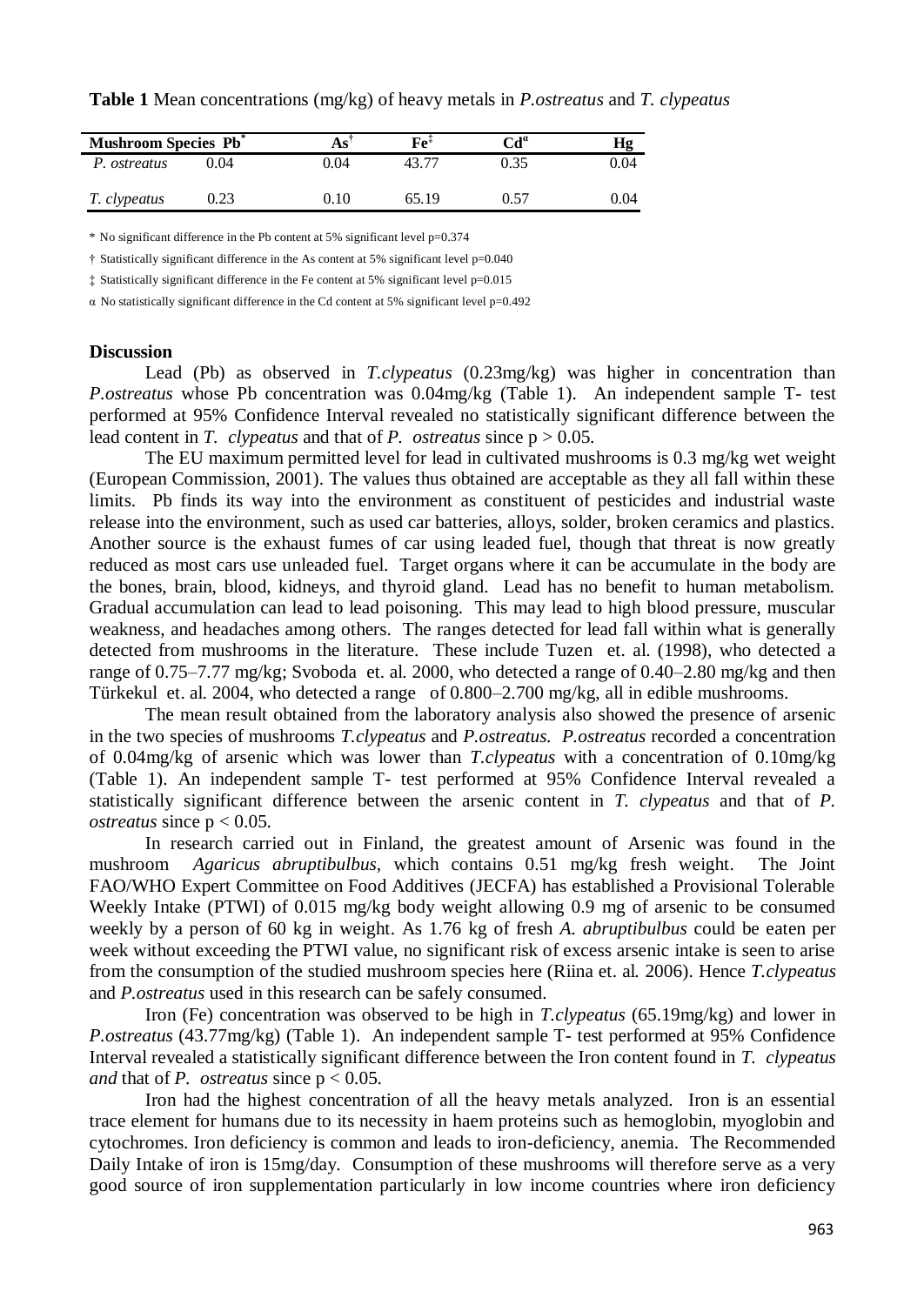**Table 1** Mean concentrations (mg/kg) of heavy metals in *P.ostreatus* and *T. clypeatus*

| Mushroom Species | Pb* | As† | Fe‡ | Cd$^{\alpha}$ | Hg |
|---|---|---|---|---|---|
| *P. ostreatus* | 0.04 | 0.04 | 43.77 | 0.35 | 0.04 |
| *T. clypeatus* | 0.23 | 0.10 | 65.19 | 0.57 | 0.04 |

\* No significant difference in the Pb content at 5% significant level p=0.374

† Statistically significant difference in the As content at 5% significant level p=0.040

‡ Statistically significant difference in the Fe content at 5% significant level p=0.015

α No statistically significant difference in the Cd content at 5% significant level p=0.492

## Discussion

Lead (Pb) as observed in *T.clypeatus* (0.23mg/kg) was higher in concentration than *P.ostreatus* whose Pb concentration was 0.04mg/kg (Table 1). An independent sample T- test performed at 95% Confidence Interval revealed no statistically significant difference between the lead content in *T. clypeatus* and that of *P. ostreatus* since $p > 0.05$.

The EU maximum permitted level for lead in cultivated mushrooms is 0.3 mg/kg wet weight (European Commission, 2001). The values thus obtained are acceptable as they all fall within these limits. Pb finds its way into the environment as constituent of pesticides and industrial waste release into the environment, such as used car batteries, alloys, solder, broken ceramics and plastics. Another source is the exhaust fumes of car using leaded fuel, though that threat is now greatly reduced as most cars use unleaded fuel. Target organs where it can be accumulate in the body are the bones, brain, blood, kidneys, and thyroid gland. Lead has no benefit to human metabolism. Gradual accumulation can lead to lead poisoning. This may lead to high blood pressure, muscular weakness, and headaches among others. The ranges detected for lead fall within what is generally detected from mushrooms in the literature. These include Tuzen et. al. (1998), who detected a range of 0.75–7.77 mg/kg; Svoboda et. al. 2000, who detected a range of 0.40–2.80 mg/kg and then Türkekul et. al. 2004, who detected a range of 0.800–2.700 mg/kg, all in edible mushrooms.

The mean result obtained from the laboratory analysis also showed the presence of arsenic in the two species of mushrooms *T.clypeatus* and *P.ostreatus. P.ostreatus* recorded a concentration of 0.04mg/kg of arsenic which was lower than *T.clypeatus* with a concentration of 0.10mg/kg (Table 1). An independent sample T- test performed at 95% Confidence Interval revealed a statistically significant difference between the arsenic content in *T. clypeatus* and that of *P. ostreatus* since $p < 0.05$.

In research carried out in Finland, the greatest amount of Arsenic was found in the mushroom *Agaricus abruptibulbus*, which contains 0.51 mg/kg fresh weight. The Joint FAO/WHO Expert Committee on Food Additives (JECFA) has established a Provisional Tolerable Weekly Intake (PTWI) of 0.015 mg/kg body weight allowing 0.9 mg of arsenic to be consumed weekly by a person of 60 kg in weight. As 1.76 kg of fresh *A. abruptibulbus* could be eaten per week without exceeding the PTWI value, no significant risk of excess arsenic intake is seen to arise from the consumption of the studied mushroom species here (Riina et. al. 2006). Hence *T.clypeatus* and *P.ostreatus* used in this research can be safely consumed.

Iron (Fe) concentration was observed to be high in *T.clypeatus* (65.19mg/kg) and lower in *P.ostreatus* (43.77mg/kg) (Table 1). An independent sample T- test performed at 95% Confidence Interval revealed a statistically significant difference between the Iron content found in *T. clypeatus and* that of *P. ostreatus* since $p < 0.05$.

Iron had the highest concentration of all the heavy metals analyzed. Iron is an essential trace element for humans due to its necessity in haem proteins such as hemoglobin, myoglobin and cytochromes. Iron deficiency is common and leads to iron-deficiency, anemia. The Recommended Daily Intake of iron is 15mg/day. Consumption of these mushrooms will therefore serve as a very good source of iron supplementation particularly in low income countries where iron deficiency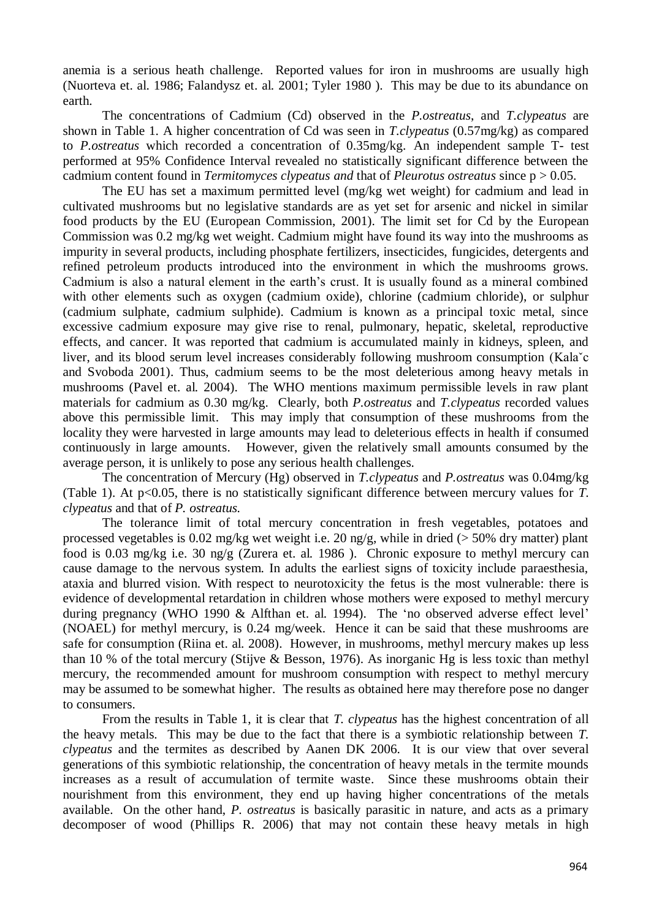anemia is a serious heath challenge. Reported values for iron in mushrooms are usually high (Nuorteva et. al. 1986; Falandysz et. al. 2001; Tyler 1980 ). This may be due to its abundance on earth.

The concentrations of Cadmium (Cd) observed in the *P.ostreatus*, and *T.clypeatus* are shown in Table 1. A higher concentration of Cd was seen in *T.clypeatus* (0.57mg/kg) as compared to *P.ostreatus* which recorded a concentration of 0.35mg/kg. An independent sample T- test performed at 95% Confidence Interval revealed no statistically significant difference between the cadmium content found in *Termitomyces clypeatus and* that of *Pleurotus ostreatus* since $p > 0.05$.

The EU has set a maximum permitted level (mg/kg wet weight) for cadmium and lead in cultivated mushrooms but no legislative standards are as yet set for arsenic and nickel in similar food products by the EU (European Commission, 2001). The limit set for Cd by the European Commission was 0.2 mg/kg wet weight. Cadmium might have found its way into the mushrooms as impurity in several products, including phosphate fertilizers, insecticides, fungicides, detergents and refined petroleum products introduced into the environment in which the mushrooms grows. Cadmium is also a natural element in the earth's crust. It is usually found as a mineral combined with other elements such as oxygen (cadmium oxide), chlorine (cadmium chloride), or sulphur (cadmium sulphate, cadmium sulphide). Cadmium is known as a principal toxic metal, since excessive cadmium exposure may give rise to renal, pulmonary, hepatic, skeletal, reproductive effects, and cancer. It was reported that cadmium is accumulated mainly in kidneys, spleen, and liver, and its blood serum level increases considerably following mushroom consumption (Kalaˇc and Svoboda 2001). Thus, cadmium seems to be the most deleterious among heavy metals in mushrooms (Pavel et. al. 2004). The WHO mentions maximum permissible levels in raw plant materials for cadmium as 0.30 mg/kg. Clearly, both *P.ostreatus* and *T.clypeatus* recorded values above this permissible limit. This may imply that consumption of these mushrooms from the locality they were harvested in large amounts may lead to deleterious effects in health if consumed continuously in large amounts. However, given the relatively small amounts consumed by the average person, it is unlikely to pose any serious health challenges.

The concentration of Mercury (Hg) observed in *T.clypeatus* and *P.ostreatus* was 0.04mg/kg (Table 1). At $p<0.05$, there is no statistically significant difference between mercury values for *T. clypeatus* and that of *P. ostreatus.*

The tolerance limit of total mercury concentration in fresh vegetables, potatoes and processed vegetables is 0.02 mg/kg wet weight i.e. 20 ng/g, while in dried (> 50% dry matter) plant food is 0.03 mg/kg i.e. 30 ng/g (Zurera et. al. 1986 ). Chronic exposure to methyl mercury can cause damage to the nervous system. In adults the earliest signs of toxicity include paraesthesia, ataxia and blurred vision. With respect to neurotoxicity the fetus is the most vulnerable: there is evidence of developmental retardation in children whose mothers were exposed to methyl mercury during pregnancy (WHO 1990 & Alfthan et. al. 1994). The 'no observed adverse effect level' (NOAEL) for methyl mercury, is 0.24 mg/week. Hence it can be said that these mushrooms are safe for consumption (Riina et. al. 2008). However, in mushrooms, methyl mercury makes up less than 10 % of the total mercury (Stijve & Besson, 1976). As inorganic Hg is less toxic than methyl mercury, the recommended amount for mushroom consumption with respect to methyl mercury may be assumed to be somewhat higher. The results as obtained here may therefore pose no danger to consumers.

From the results in Table 1, it is clear that *T. clypeatus* has the highest concentration of all the heavy metals. This may be due to the fact that there is a symbiotic relationship between *T. clypeatus* and the termites as described by Aanen DK 2006. It is our view that over several generations of this symbiotic relationship, the concentration of heavy metals in the termite mounds increases as a result of accumulation of termite waste. Since these mushrooms obtain their nourishment from this environment, they end up having higher concentrations of the metals available. On the other hand, *P. ostreatus* is basically parasitic in nature, and acts as a primary decomposer of wood (Phillips R. 2006) that may not contain these heavy metals in high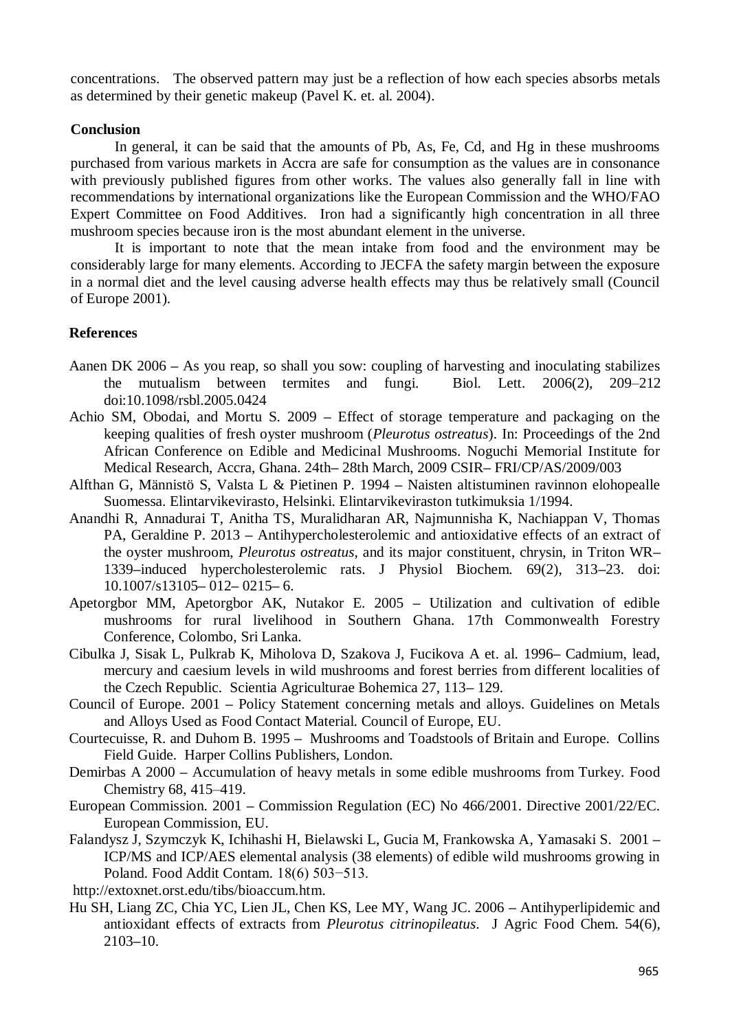concentrations. The observed pattern may just be a reflection of how each species absorbs metals as determined by their genetic makeup (Pavel K. et. al. 2004).

## Conclusion

In general, it can be said that the amounts of Pb, As, Fe, Cd, and Hg in these mushrooms purchased from various markets in Accra are safe for consumption as the values are in consonance with previously published figures from other works. The values also generally fall in line with recommendations by international organizations like the European Commission and the WHO/FAO Expert Committee on Food Additives. Iron had a significantly high concentration in all three mushroom species because iron is the most abundant element in the universe.

It is important to note that the mean intake from food and the environment may be considerably large for many elements. According to JECFA the safety margin between the exposure in a normal diet and the level causing adverse health effects may thus be relatively small (Council of Europe 2001).

## References

Aanen DK 2006 – As you reap, so shall you sow: coupling of harvesting and inoculating stabilizes the mutualism between termites and fungi. Biol. Lett. 2006(2), 209–212 doi:10.1098/rsbl.2005.0424

Achio SM, Obodai, and Mortu S. 2009 – Effect of storage temperature and packaging on the keeping qualities of fresh oyster mushroom (*Pleurotus ostreatus*). In: Proceedings of the 2nd African Conference on Edible and Medicinal Mushrooms. Noguchi Memorial Institute for Medical Research, Accra, Ghana. 24th– 28th March, 2009 CSIR– FRI/CP/AS/2009/003

Alfthan G, Männistö S, Valsta L & Pietinen P. 1994 – Naisten altistuminen ravinnon elohopealle Suomessa. Elintarvikevirasto, Helsinki. Elintarvikeviraston tutkimuksia 1/1994.

Anandhi R, Annadurai T, Anitha TS, Muralidharan AR, Najmunnisha K, Nachiappan V, Thomas PA, Geraldine P. 2013 – Antihypercholesterolemic and antioxidative effects of an extract of the oyster mushroom, *Pleurotus ostreatus*, and its major constituent, chrysin, in Triton WR–1339–induced hypercholesterolemic rats. J Physiol Biochem. 69(2), 313–23. doi: 10.1007/s13105– 012– 0215– 6.

Apetorgbor MM, Apetorgbor AK, Nutakor E. 2005 – Utilization and cultivation of edible mushrooms for rural livelihood in Southern Ghana. 17th Commonwealth Forestry Conference, Colombo, Sri Lanka.

Cibulka J, Sisak L, Pulkrab K, Miholova D, Szakova J, Fucikova A et. al. 1996– Cadmium, lead, mercury and caesium levels in wild mushrooms and forest berries from different localities of the Czech Republic. Scientia Agriculturae Bohemica 27, 113– 129.

Council of Europe. 2001 – Policy Statement concerning metals and alloys. Guidelines on Metals and Alloys Used as Food Contact Material. Council of Europe, EU.

Courtecuisse, R. and Duhom B. 1995 – Mushrooms and Toadstools of Britain and Europe. Collins Field Guide. Harper Collins Publishers, London.

Demirbas A 2000 – Accumulation of heavy metals in some edible mushrooms from Turkey. Food Chemistry 68, 415–419.

European Commission. 2001 – Commission Regulation (EC) No 466/2001. Directive 2001/22/EC. European Commission, EU.

Falandysz J, Szymczyk K, Ichihashi H, Bielawski L, Gucia M, Frankowska A, Yamasaki S. 2001 – ICP/MS and ICP/AES elemental analysis (38 elements) of edible wild mushrooms growing in Poland. Food Addit Contam. 18(6) 503−513.

http://extoxnet.orst.edu/tibs/bioaccum.htm.

Hu SH, Liang ZC, Chia YC, Lien JL, Chen KS, Lee MY, Wang JC. 2006 – Antihyperlipidemic and antioxidant effects of extracts from *Pleurotus citrinopileatus*. J Agric Food Chem. 54(6), 2103–10.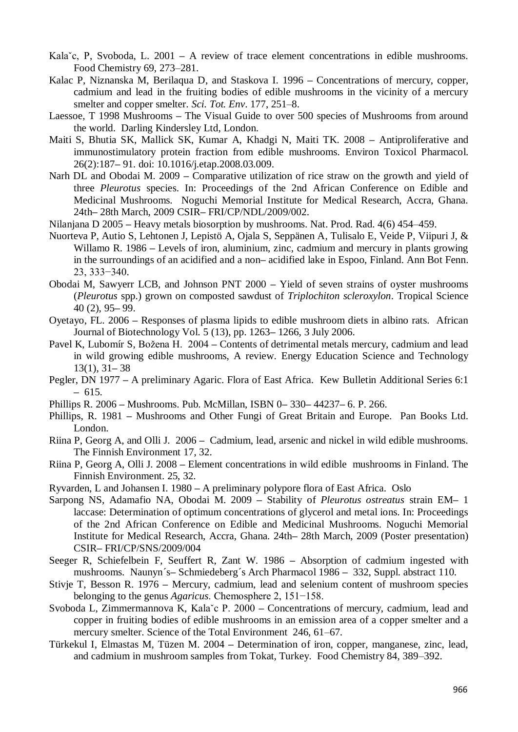Kalač, P, Svoboda, L. 2001 – A review of trace element concentrations in edible mushrooms. Food Chemistry 69, 273–281.

Kalac P, Niznanska M, Berilaqua D, and Staskova I. 1996 – Concentrations of mercury, copper, cadmium and lead in the fruiting bodies of edible mushrooms in the vicinity of a mercury smelter and copper smelter. *Sci. Tot. Env*. 177, 251–8.

Laessoe, T 1998 Mushrooms – The Visual Guide to over 500 species of Mushrooms from around the world. Darling Kindersley Ltd, London.

Maiti S, Bhutia SK, Mallick SK, Kumar A, Khadgi N, Maiti TK. 2008 – Antiproliferative and immunostimulatory protein fraction from edible mushrooms. Environ Toxicol Pharmacol. 26(2):187– 91. doi: 10.1016/j.etap.2008.03.009.

Narh DL and Obodai M. 2009 – Comparative utilization of rice straw on the growth and yield of three *Pleurotus* species. In: Proceedings of the 2nd African Conference on Edible and Medicinal Mushrooms. Noguchi Memorial Institute for Medical Research, Accra, Ghana. 24th– 28th March, 2009 CSIR– FRI/CP/NDL/2009/002.

Nilanjana D 2005 – Heavy metals biosorption by mushrooms. Nat. Prod. Rad. 4(6) 454–459.

Nuorteva P, Autio S, Lehtonen J, Lepistö A, Ojala S, Seppänen A, Tulisalo E, Veide P, Viipuri J, & Willamo R. 1986 – Levels of iron, aluminium, zinc, cadmium and mercury in plants growing in the surroundings of an acidified and a non– acidified lake in Espoo, Finland. Ann Bot Fenn. 23, 333−340.

Obodai M, Sawyerr LCB, and Johnson PNT 2000 – Yield of seven strains of oyster mushrooms (*Pleurotus* spp.) grown on composted sawdust of *Triplochiton scleroxylon*. Tropical Science 40 (2), 95– 99.

Oyetayo, FL. 2006 – Responses of plasma lipids to edible mushroom diets in albino rats. African Journal of Biotechnology Vol. 5 (13), pp. 1263– 1266, 3 July 2006.

Pavel K, Lubomír S, Božena H. 2004 – Contents of detrimental metals mercury, cadmium and lead in wild growing edible mushrooms, A review. Energy Education Science and Technology 13(1), 31– 38

Pegler, DN 1977 – A preliminary Agaric. Flora of East Africa. Kew Bulletin Additional Series 6:1 – 615.

Phillips R. 2006 – Mushrooms. Pub. McMillan, ISBN 0– 330– 44237– 6. P. 266.

Phillips, R. 1981 – Mushrooms and Other Fungi of Great Britain and Europe. Pan Books Ltd. London.

Riina P, Georg A, and Olli J. 2006 – Cadmium, lead, arsenic and nickel in wild edible mushrooms. The Finnish Environment 17, 32.

Riina P, Georg A, Olli J. 2008 – Element concentrations in wild edible mushrooms in Finland. The Finnish Environment. 25, 32.

Ryvarden, L and Johansen I. 1980 – A preliminary polypore flora of East Africa. Oslo

Sarpong NS, Adamafio NA, Obodai M. 2009 – Stability of *Pleurotus ostreatus* strain EM– 1 laccase: Determination of optimum concentrations of glycerol and metal ions. In: Proceedings of the 2nd African Conference on Edible and Medicinal Mushrooms. Noguchi Memorial Institute for Medical Research, Accra, Ghana. 24th– 28th March, 2009 (Poster presentation) CSIR– FRI/CP/SNS/2009/004

Seeger R, Schiefelbein F, Seuffert R, Zant W. 1986 – Absorption of cadmium ingested with mushrooms. Naunyn´s– Schmiedeberg´s Arch Pharmacol 1986 – 332, Suppl. abstract 110.

Stivje T, Besson R. 1976 – Mercury, cadmium, lead and selenium content of mushroom species belonging to the genus *Agaricus*. Chemosphere 2, 151−158.

Svoboda L, Zimmermannova K, Kalač P. 2000 – Concentrations of mercury, cadmium, lead and copper in fruiting bodies of edible mushrooms in an emission area of a copper smelter and a mercury smelter. Science of the Total Environment 246, 61–67.

Türkekul I, Elmastas M, Tüzen M. 2004 – Determination of iron, copper, manganese, zinc, lead, and cadmium in mushroom samples from Tokat, Turkey. Food Chemistry 84, 389–392.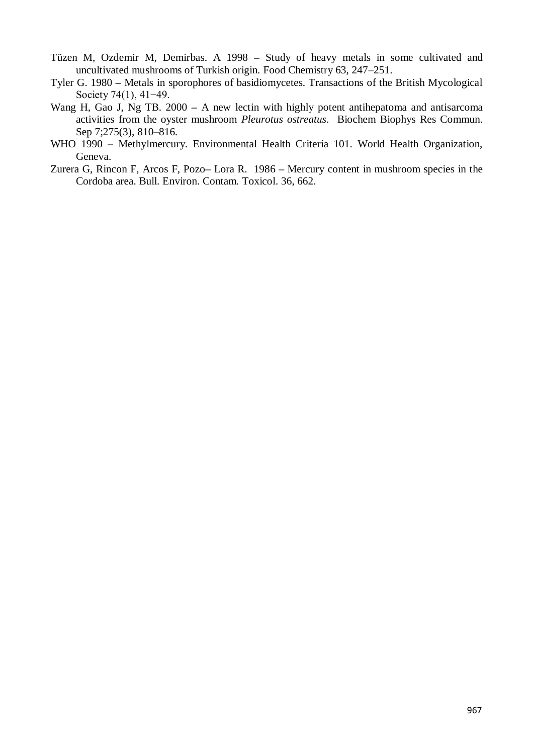Tüzen M, Ozdemir M, Demirbas. A 1998 – Study of heavy metals in some cultivated and uncultivated mushrooms of Turkish origin. Food Chemistry 63, 247–251.

Tyler G. 1980 – Metals in sporophores of basidiomycetes. Transactions of the British Mycological Society 74(1), 41−49.

Wang H, Gao J, Ng TB. 2000 – A new lectin with highly potent antihepatoma and antisarcoma activities from the oyster mushroom *Pleurotus ostreatus*. Biochem Biophys Res Commun. Sep 7;275(3), 810–816.

WHO 1990 – Methylmercury. Environmental Health Criteria 101. World Health Organization, Geneva.

Zurera G, Rincon F, Arcos F, Pozo– Lora R. 1986 – Mercury content in mushroom species in the Cordoba area. Bull. Environ. Contam. Toxicol. 36, 662.